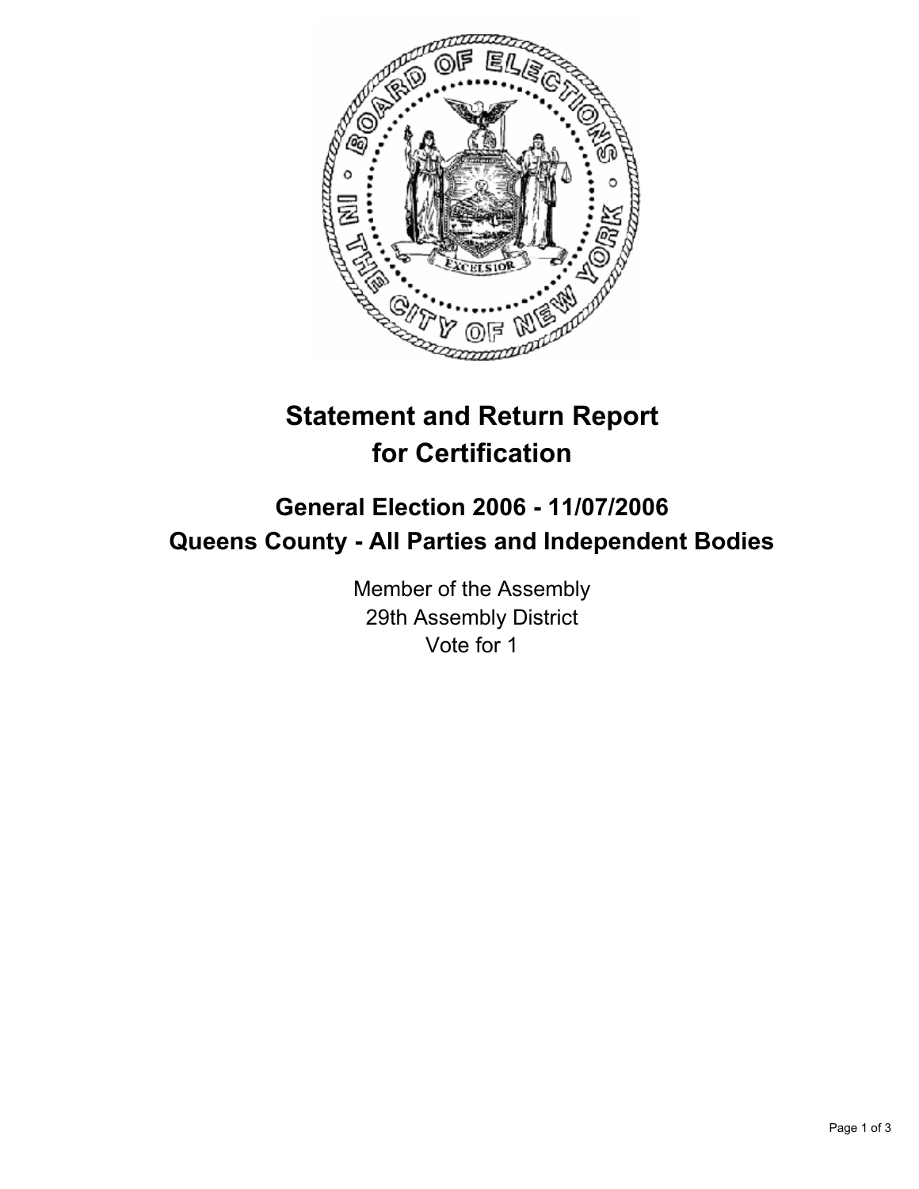# Statement and Return Report for Certification

## General Election 2006 - 11/07/2006
## Queens County - All Parties and Independent Bodies

Member of the Assembly
29th Assembly District
Vote for 1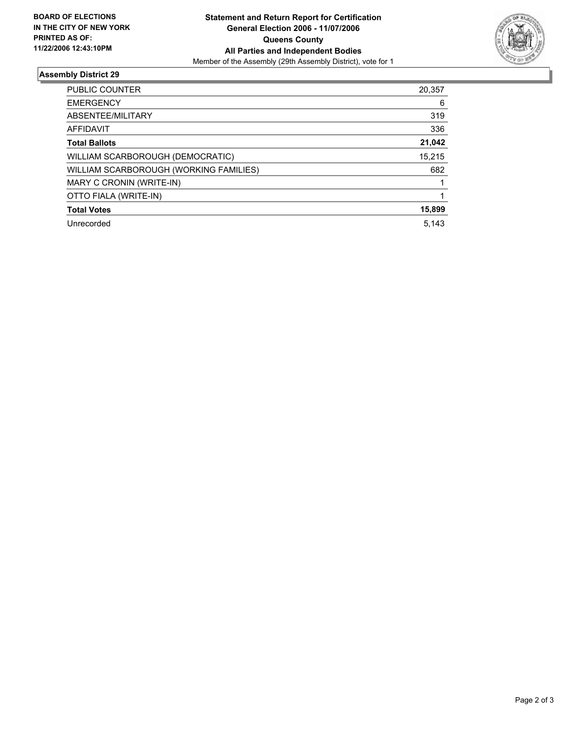**BOARD OF ELECTIONS IN THE CITY OF NEW YORK PRINTED AS OF: 11/22/2006 12:43:10PM**

**Statement and Return Report for Certification**
**General Election 2006 - 11/07/2006**
**Queens County**
**All Parties and Independent Bodies**
Member of the Assembly (29th Assembly District), vote for 1

## Assembly District 29

| | |
|---|---|
| PUBLIC COUNTER | 20,357 |
| EMERGENCY | 6 |
| ABSENTEE/MILITARY | 319 |
| AFFIDAVIT | 336 |
| **Total Ballots** | **21,042** |
| WILLIAM SCARBOROUGH (DEMOCRATIC) | 15,215 |
| WILLIAM SCARBOROUGH (WORKING FAMILIES) | 682 |
| MARY C CRONIN (WRITE-IN) | 1 |
| OTTO FIALA (WRITE-IN) | 1 |
| **Total Votes** | **15,899** |
| Unrecorded | 5,143 |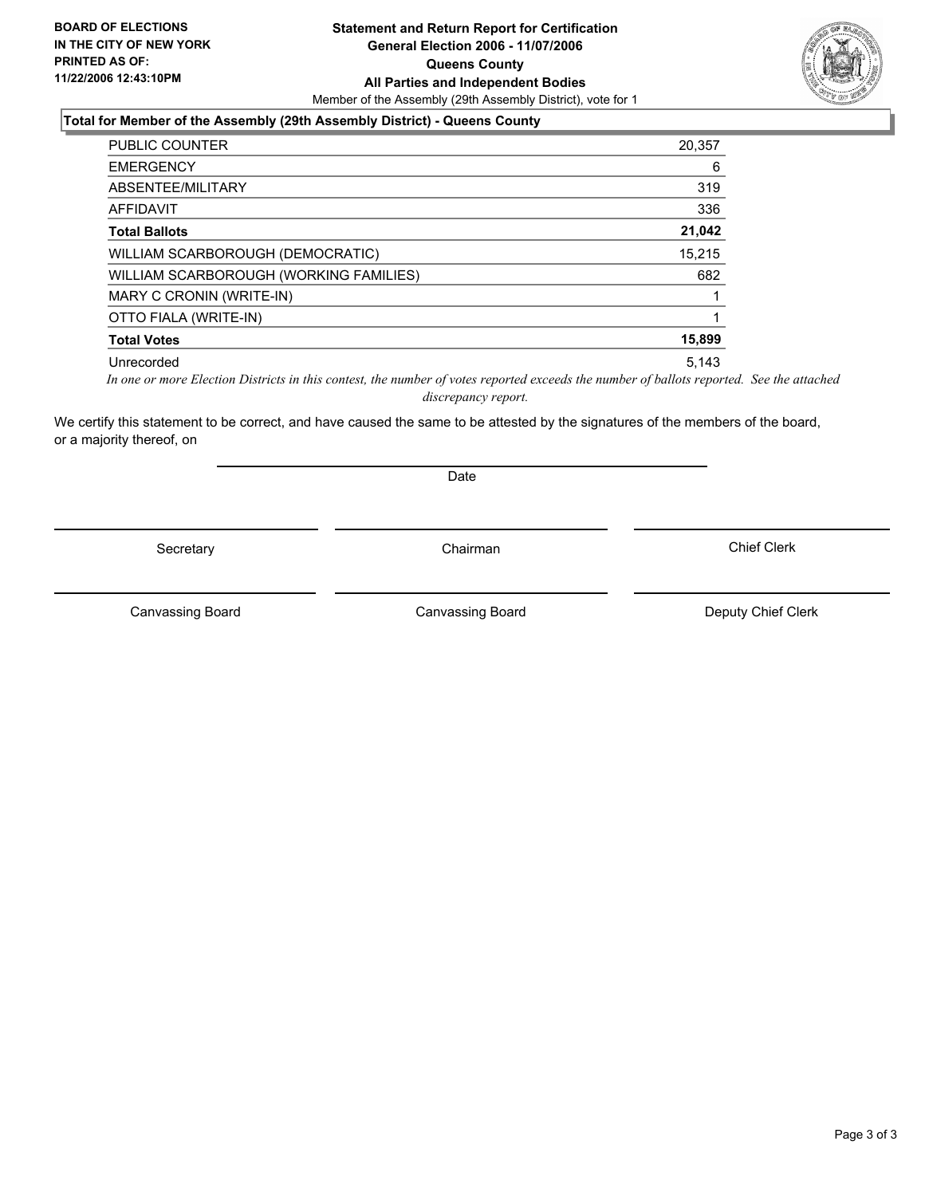**BOARD OF ELECTIONS**
**IN THE CITY OF NEW YORK**
**PRINTED AS OF:**
**11/22/2006 12:43:10PM**

**Statement and Return Report for Certification**
**General Election 2006 - 11/07/2006**
**Queens County**
**All Parties and Independent Bodies**
Member of the Assembly (29th Assembly District), vote for 1

### Total for Member of the Assembly (29th Assembly District) - Queens County

| | |
|---|---|
| PUBLIC COUNTER | 20,357 |
| EMERGENCY | 6 |
| ABSENTEE/MILITARY | 319 |
| AFFIDAVIT | 336 |
| **Total Ballots** | **21,042** |
| WILLIAM SCARBOROUGH (DEMOCRATIC) | 15,215 |
| WILLIAM SCARBOROUGH (WORKING FAMILIES) | 682 |
| MARY C CRONIN (WRITE-IN) | 1 |
| OTTO FIALA (WRITE-IN) | 1 |
| **Total Votes** | **15,899** |
| Unrecorded | 5,143 |

*In one or more Election Districts in this contest, the number of votes reported exceeds the number of ballots reported. See the attached discrepancy report.*

We certify this statement to be correct, and have caused the same to be attested by the signatures of the members of the board, or a majority thereof, on

Date

Secretary    Chairman    Chief Clerk

Canvassing Board    Canvassing Board    Deputy Chief Clerk